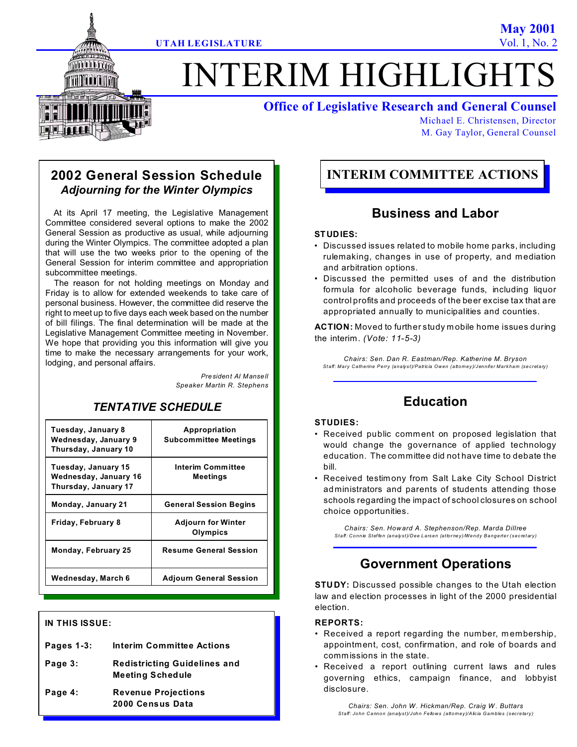**UTAH LEGISLATURE**

**May 2001**
Vol. 1, No. 2

# INTERIM HIGHLIGHTS

**Office of Legislative Research and General Counsel**
Michael E. Christensen, Director
M. Gay Taylor, General Counsel

## 2002 General Session Schedule
### *Adjourning for the Winter Olympics*

At its April 17 meeting, the Legislative Management Committee considered several options to make the 2002 General Session as productive as usual, while adjourning during the Winter Olympics. The committee adopted a plan that will use the two weeks prior to the opening of the General Session for interim committee and appropriation subcommittee meetings.

The reason for not holding meetings on Monday and Friday is to allow for extended weekends to take care of personal business. However, the committee did reserve the right to meet up to five days each week based on the number of bill filings. The final determination will be made at the Legislative Management Committee meeting in November. We hope that providing you this information will give you time to make the necessary arrangements for your work, lodging, and personal affairs.

*President Al Mansell*
*Speaker Martin R. Stephens*

### *TENTATIVE SCHEDULE*

| Date | Event |
|---|---|
| Tuesday, January 8<br>Wednesday, January 9<br>Thursday, January 10 | Appropriation Subcommittee Meetings |
| Tuesday, January 15<br>Wednesday, January 16<br>Thursday, January 17 | Interim Committee Meetings |
| Monday, January 21 | General Session Begins |
| Friday, February 8 | Adjourn for Winter Olympics |
| Monday, February 25 | Resume General Session |
| Wednesday, March 6 | Adjourn General Session |

**IN THIS ISSUE:**

| | |
|---|---|
| Pages 1-3: | Interim Committee Actions |
| Page 3: | Redistricting Guidelines and Meeting Schedule |
| Page 4: | Revenue Projections<br>2000 Census Data |

## INTERIM COMMITTEE ACTIONS

### Business and Labor

**STUDIES:**

- Discussed issues related to mobile home parks, including rulemaking, changes in use of property, and mediation and arbitration options.
- Discussed the permitted uses of and the distribution formula for alcoholic beverage funds, including liquor control profits and proceeds of the beer excise tax that are appropriated annually to municipalities and counties.

**ACTION:** Moved to further study mobile home issues during the interim. *(Vote: 11-5-3)*

*Chairs: Sen. Dan R. Eastman/Rep. Katherine M. Bryson*
*Staff: Mary Catherine Perry (analyst)/Patricia Owen (attorney)/Jennifer Markham (secretary)*

### Education

**STUDIES:**

- Received public comment on proposed legislation that would change the governance of applied technology education. The committee did not have time to debate the bill.
- Received testimony from Salt Lake City School District administrators and parents of students attending those schools regarding the impact of school closures on school choice opportunities.

*Chairs: Sen. Howard A. Stephenson/Rep. Marda Dillree*
*Staff: Connie Steffen (analyst)/Dee Larsen (attorney)/Wendy Bangerter (secretary)*

### Government Operations

**STUDY:** Discussed possible changes to the Utah election law and election processes in light of the 2000 presidential election.

**REPORTS:**

- Received a report regarding the number, membership, appointment, cost, confirmation, and role of boards and commissions in the state.
- Received a report outlining current laws and rules governing ethics, campaign finance, and lobbyist disclosure.

*Chairs: Sen. John W. Hickman/Rep. Craig W. Buttars*
*Staff: John Cannon (analyst)/John Fellows (attorney)/Alicia Gambles (secretary)*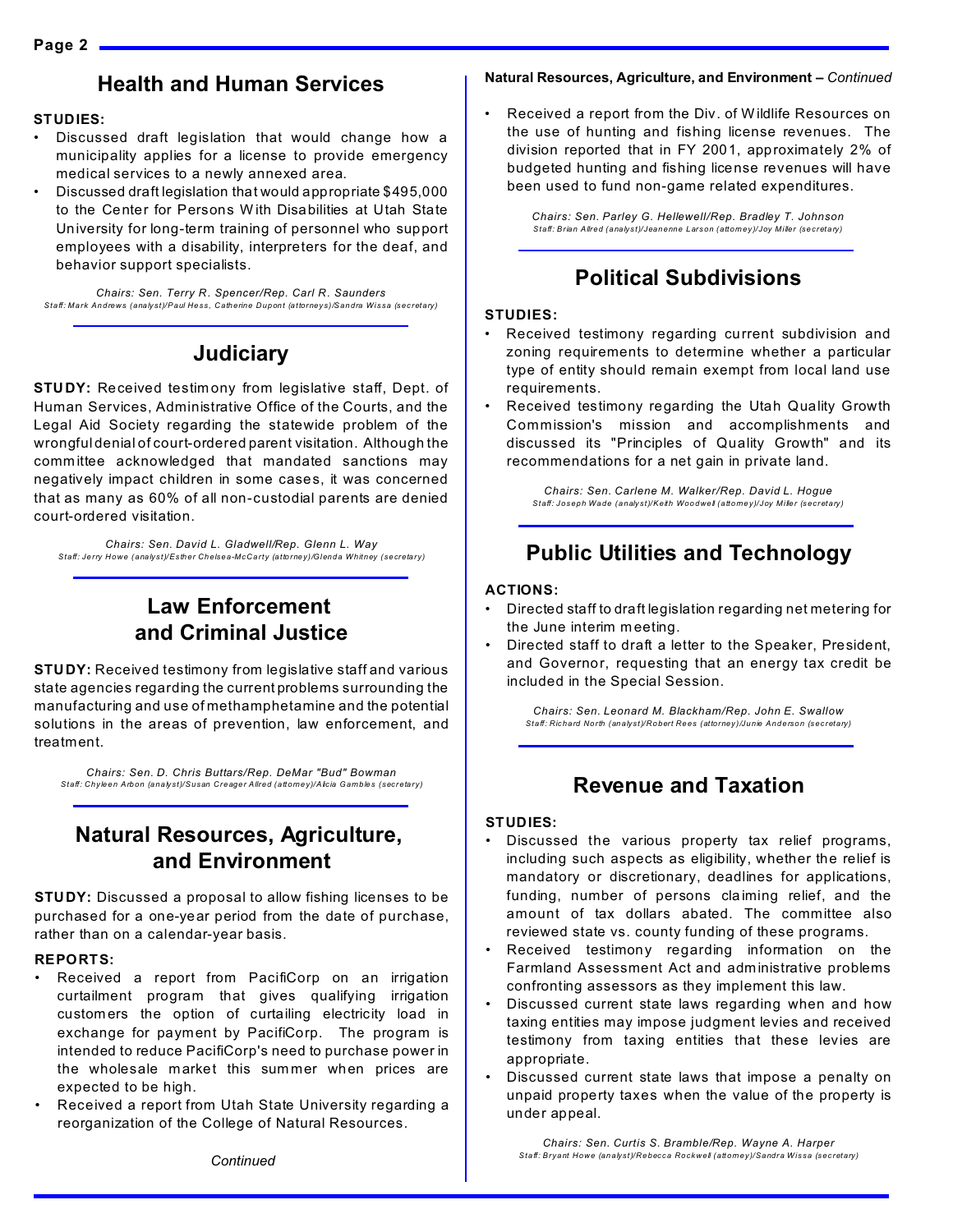## Health and Human Services

**STUDIES:**

- Discussed draft legislation that would change how a municipality applies for a license to provide emergency medical services to a newly annexed area.
- Discussed draft legislation that would appropriate $495,000 to the Center for Persons With Disabilities at Utah State University for long-term training of personnel who support employees with a disability, interpreters for the deaf, and behavior support specialists.

*Chairs: Sen. Terry R. Spencer/Rep. Carl R. Saunders*
*Staff: Mark Andrews (analyst)/Paul Hess, Catherine Dupont (attorneys)/Sandra Wissa (secretary)*

## Judiciary

**STUDY:** Received testimony from legislative staff, Dept. of Human Services, Administrative Office of the Courts, and the Legal Aid Society regarding the statewide problem of the wrongful denial of court-ordered parent visitation. Although the committee acknowledged that mandated sanctions may negatively impact children in some cases, it was concerned that as many as 60% of all non-custodial parents are denied court-ordered visitation.

*Chairs: Sen. David L. Gladwell/Rep. Glenn L. Way*
*Staff: Jerry Howe (analyst)/Esther Chelsea-McCarty (attorney)/Glenda Whitney (secretary)*

## Law Enforcement and Criminal Justice

**STUDY:** Received testimony from legislative staff and various state agencies regarding the current problems surrounding the manufacturing and use of methamphetamine and the potential solutions in the areas of prevention, law enforcement, and treatment.

*Chairs: Sen. D. Chris Buttars/Rep. DeMar "Bud" Bowman*
*Staff: Chyleen Arbon (analyst)/Susan Creager Allred (attorney)/Alicia Gambles (secretary)*

## Natural Resources, Agriculture, and Environment

**STUDY:** Discussed a proposal to allow fishing licenses to be purchased for a one-year period from the date of purchase, rather than on a calendar-year basis.

**REPORTS:**

- Received a report from PacifiCorp on an irrigation curtailment program that gives qualifying irrigation customers the option of curtailing electricity load in exchange for payment by PacifiCorp. The program is intended to reduce PacifiCorp's need to purchase power in the wholesale market this summer when prices are expected to be high.
- Received a report from Utah State University regarding a reorganization of the College of Natural Resources.
- Received a report from the Div. of Wildlife Resources on the use of hunting and fishing license revenues. The division reported that in FY 2001, approximately 2% of budgeted hunting and fishing license revenues will have been used to fund non-game related expenditures.

*Chairs: Sen. Parley G. Hellewell/Rep. Bradley T. Johnson*
*Staff: Brian Allred (analyst)/Jeanenne Larson (attorney)/Joy Miller (secretary)*

## Political Subdivisions

**STUDIES:**

- Received testimony regarding current subdivision and zoning requirements to determine whether a particular type of entity should remain exempt from local land use requirements.
- Received testimony regarding the Utah Quality Growth Commission's mission and accomplishments and discussed its "Principles of Quality Growth" and its recommendations for a net gain in private land.

*Chairs: Sen. Carlene M. Walker/Rep. David L. Hogue*
*Staff: Joseph Wade (analyst)/Keith Woodwell (attorney)/Joy Miller (secretary)*

## Public Utilities and Technology

**ACTIONS:**

- Directed staff to draft legislation regarding net metering for the June interim meeting.
- Directed staff to draft a letter to the Speaker, President, and Governor, requesting that an energy tax credit be included in the Special Session.

*Chairs: Sen. Leonard M. Blackham/Rep. John E. Swallow*
*Staff: Richard North (analyst)/Robert Rees (attorney)/Junie Anderson (secretary)*

## Revenue and Taxation

**STUDIES:**

- Discussed the various property tax relief programs, including such aspects as eligibility, whether the relief is mandatory or discretionary, deadlines for applications, funding, number of persons claiming relief, and the amount of tax dollars abated. The committee also reviewed state vs. county funding of these programs.
- Received testimony regarding information on the Farmland Assessment Act and administrative problems confronting assessors as they implement this law.
- Discussed current state laws regarding when and how taxing entities may impose judgment levies and received testimony from taxing entities that these levies are appropriate.
- Discussed current state laws that impose a penalty on unpaid property taxes when the value of the property is under appeal.

*Chairs: Sen. Curtis S. Bramble/Rep. Wayne A. Harper*
*Staff: Bryant Howe (analyst)/Rebecca Rockwell (attorney)/Sandra Wissa (secretary)*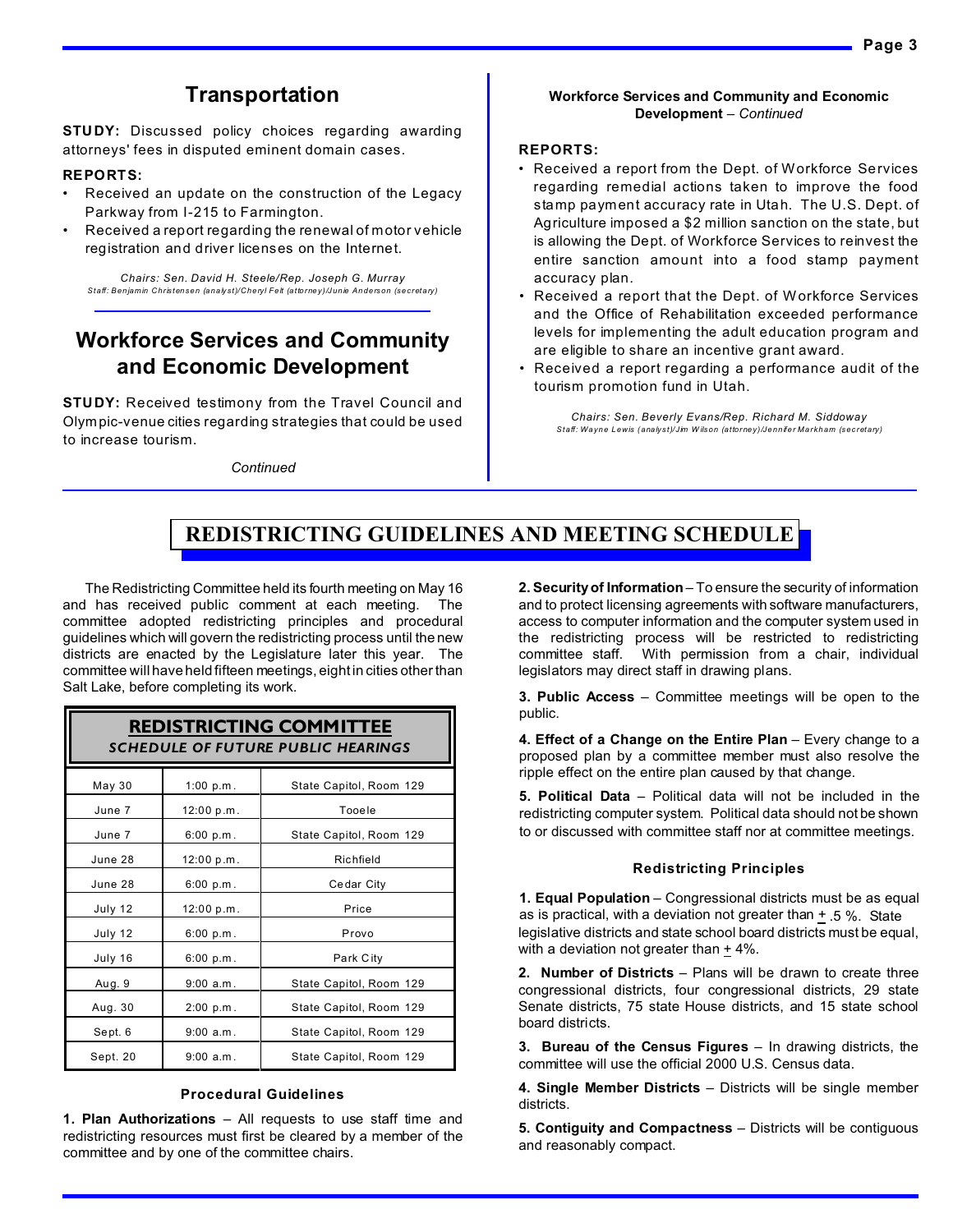## Transportation

**STUDY:** Discussed policy choices regarding awarding attorneys' fees in disputed eminent domain cases.

**REPORTS:**

- Received an update on the construction of the Legacy Parkway from I-215 to Farmington.
- Received a report regarding the renewal of motor vehicle registration and driver licenses on the Internet.

*Chairs: Sen. David H. Steele/Rep. Joseph G. Murray*
*Staff: Benjamin Christensen (analyst)/Cheryl Felt (attorney)/Junie Anderson (secretary)*

## Workforce Services and Community and Economic Development

**STUDY:** Received testimony from the Travel Council and Olympic-venue cities regarding strategies that could be used to increase tourism.

*Continued*

**Workforce Services and Community and Economic Development** – *Continued*

**REPORTS:**

- Received a report from the Dept. of Workforce Services regarding remedial actions taken to improve the food stamp payment accuracy rate in Utah. The U.S. Dept. of Agriculture imposed a $2 million sanction on the state, but is allowing the Dept. of Workforce Services to reinvest the entire sanction amount into a food stamp payment accuracy plan.
- Received a report that the Dept. of Workforce Services and the Office of Rehabilitation exceeded performance levels for implementing the adult education program and are eligible to share an incentive grant award.
- Received a report regarding a performance audit of the tourism promotion fund in Utah.

*Chairs: Sen. Beverly Evans/Rep. Richard M. Siddoway*
*Staff: Wayne Lewis (analyst)/Jim Wilson (attorney)/Jennifer Markham (secretary)*

# REDISTRICTING GUIDELINES AND MEETING SCHEDULE

The Redistricting Committee held its fourth meeting on May 16 and has received public comment at each meeting. The committee adopted redistricting principles and procedural guidelines which will govern the redistricting process until the new districts are enacted by the Legislature later this year. The committee will have held fifteen meetings, eight in cities other than Salt Lake, before completing its work.

**REDISTRICTING COMMITTEE**
***SCHEDULE OF FUTURE PUBLIC HEARINGS***

| Date | Time | Location |
|---|---|---|
| May 30 | 1:00 p.m. | State Capitol, Room 129 |
| June 7 | 12:00 p.m. | Tooele |
| June 7 | 6:00 p.m. | State Capitol, Room 129 |
| June 28 | 12:00 p.m. | Richfield |
| June 28 | 6:00 p.m. | Cedar City |
| July 12 | 12:00 p.m. | Price |
| July 12 | 6:00 p.m. | Provo |
| July 16 | 6:00 p.m. | Park City |
| Aug. 9 | 9:00 a.m. | State Capitol, Room 129 |
| Aug. 30 | 2:00 p.m. | State Capitol, Room 129 |
| Sept. 6 | 9:00 a.m. | State Capitol, Room 129 |
| Sept. 20 | 9:00 a.m. | State Capitol, Room 129 |

### Procedural Guidelines

**1. Plan Authorizations** – All requests to use staff time and redistricting resources must first be cleared by a member of the committee and by one of the committee chairs.

**2. Security of Information** – To ensure the security of information and to protect licensing agreements with software manufacturers, access to computer information and the computer system used in the redistricting process will be restricted to redistricting committee staff. With permission from a chair, individual legislators may direct staff in drawing plans.

**3. Public Access** – Committee meetings will be open to the public.

**4. Effect of a Change on the Entire Plan** – Every change to a proposed plan by a committee member must also resolve the ripple effect on the entire plan caused by that change.

**5. Political Data** – Political data will not be included in the redistricting computer system. Political data should not be shown to or discussed with committee staff nor at committee meetings.

### Redistricting Principles

**1. Equal Population** – Congressional districts must be as equal as is practical, with a deviation not greater than ± .5 %. State legislative districts and state school board districts must be equal, with a deviation not greater than ± 4%.

**2. Number of Districts** – Plans will be drawn to create three congressional districts, four congressional districts, 29 state Senate districts, 75 state House districts, and 15 state school board districts.

**3. Bureau of the Census Figures** – In drawing districts, the committee will use the official 2000 U.S. Census data.

**4. Single Member Districts** – Districts will be single member districts.

**5. Contiguity and Compactness** – Districts will be contiguous and reasonably compact.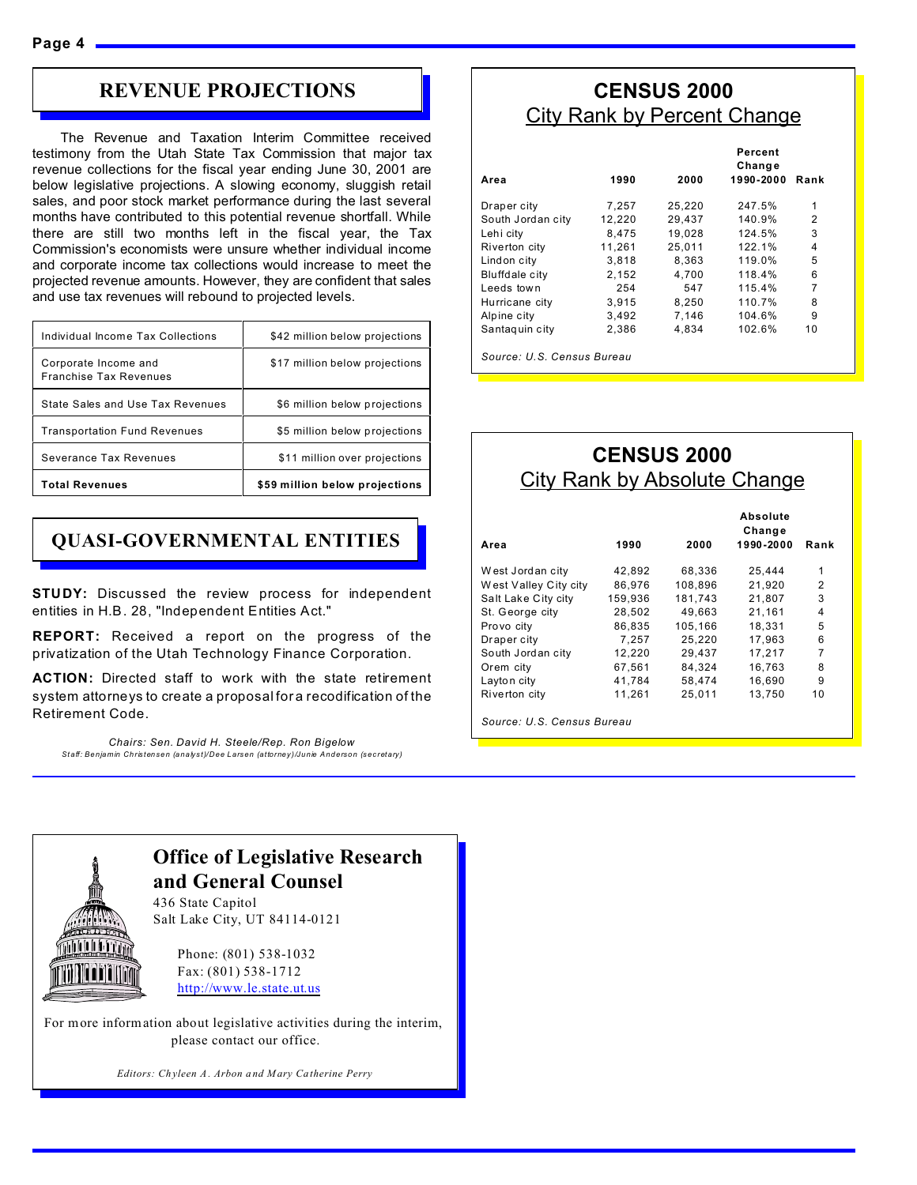## REVENUE PROJECTIONS

The Revenue and Taxation Interim Committee received testimony from the Utah State Tax Commission that major tax revenue collections for the fiscal year ending June 30, 2001 are below legislative projections. A slowing economy, sluggish retail sales, and poor stock market performance during the last several months have contributed to this potential revenue shortfall. While there are still two months left in the fiscal year, the Tax Commission's economists were unsure whether individual income and corporate income tax collections would increase to meet the projected revenue amounts. However, they are confident that sales and use tax revenues will rebound to projected levels.

| | |
|---|---|
| Individual Income Tax Collections | $42 million below projections |
| Corporate Income and Franchise Tax Revenues | $17 million below projections |
| State Sales and Use Tax Revenues | $6 million below projections |
| Transportation Fund Revenues | $5 million below projections |
| Severance Tax Revenues | $11 million over projections |
| **Total Revenues** | **$59 million below projections** |

## QUASI-GOVERNMENTAL ENTITIES

**STUDY:** Discussed the review process for independent entities in H.B. 28, "Independent Entities Act."

**REPORT:** Received a report on the progress of the privatization of the Utah Technology Finance Corporation.

**ACTION:** Directed staff to work with the state retirement system attorneys to create a proposal for a recodification of the Retirement Code.

*Chairs: Sen. David H. Steele/Rep. Ron Bigelow*
*Staff: Benjamin Christensen (analyst)/Dee Larsen (attorney)/Junie Anderson (secretary)*

## CENSUS 2000
### City Rank by Percent Change

| Area | 1990 | 2000 | Percent Change 1990-2000 | Rank |
|---|---|---|---|---|
| Draper city | 7,257 | 25,220 | 247.5% | 1 |
| South Jordan city | 12,220 | 29,437 | 140.9% | 2 |
| Lehi city | 8,475 | 19,028 | 124.5% | 3 |
| Riverton city | 11,261 | 25,011 | 122.1% | 4 |
| Lindon city | 3,818 | 8,363 | 119.0% | 5 |
| Bluffdale city | 2,152 | 4,700 | 118.4% | 6 |
| Leeds town | 254 | 547 | 115.4% | 7 |
| Hurricane city | 3,915 | 8,250 | 110.7% | 8 |
| Alpine city | 3,492 | 7,146 | 104.6% | 9 |
| Santaquin city | 2,386 | 4,834 | 102.6% | 10 |

*Source: U.S. Census Bureau*

## CENSUS 2000
### City Rank by Absolute Change

| Area | 1990 | 2000 | Absolute Change 1990-2000 | Rank |
|---|---|---|---|---|
| West Jordan city | 42,892 | 68,336 | 25,444 | 1 |
| West Valley City city | 86,976 | 108,896 | 21,920 | 2 |
| Salt Lake City city | 159,936 | 181,743 | 21,807 | 3 |
| St. George city | 28,502 | 49,663 | 21,161 | 4 |
| Provo city | 86,835 | 105,166 | 18,331 | 5 |
| Draper city | 7,257 | 25,220 | 17,963 | 6 |
| South Jordan city | 12,220 | 29,437 | 17,217 | 7 |
| Orem city | 67,561 | 84,324 | 16,763 | 8 |
| Layton city | 41,784 | 58,474 | 16,690 | 9 |
| Riverton city | 11,261 | 25,011 | 13,750 | 10 |

*Source: U.S. Census Bureau*

## Office of Legislative Research and General Counsel

436 State Capitol
Salt Lake City, UT 84114-0121

Phone: (801) 538-1032
Fax: (801) 538-1712
http://www.le.state.ut.us

For more information about legislative activities during the interim, please contact our office.

*Editors: Chyleen A. Arbon and Mary Catherine Perry*